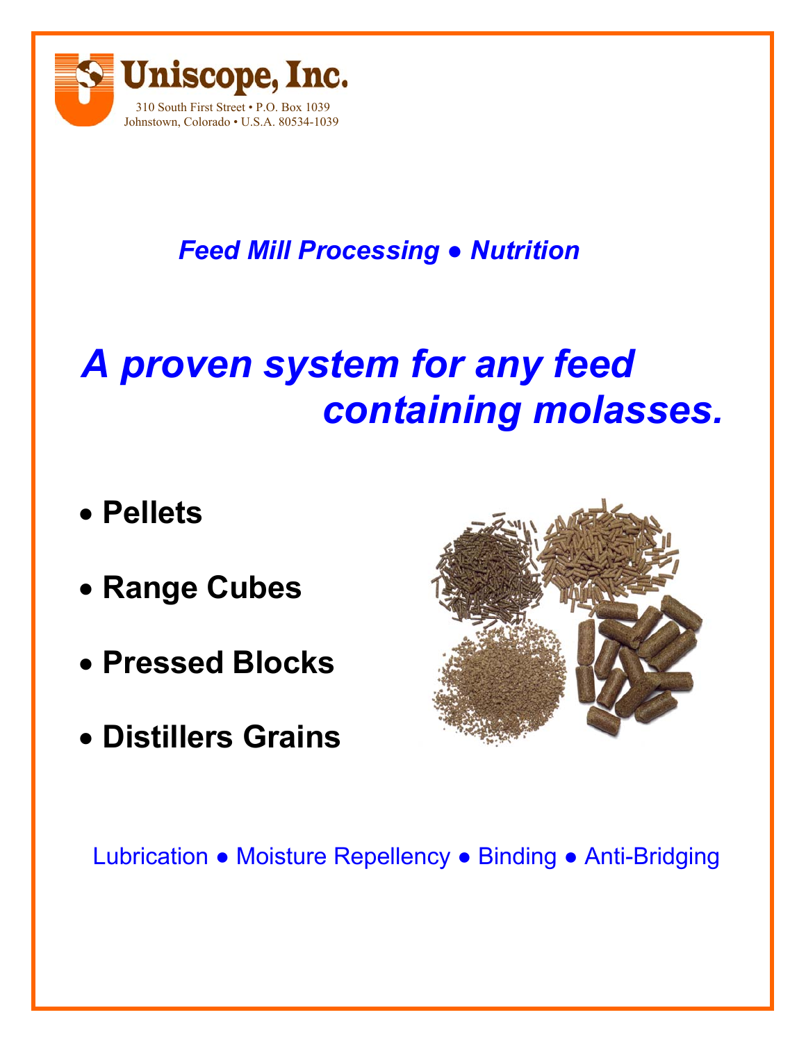**Uniscope, Inc.**

310 South First Street • P.O. Box 1039
Johnstown, Colorado • U.S.A. 80534-1039

## *Feed Mill Processing ● Nutrition*

# *A proven system for any feed containing molasses.*

- **Pellets**
- **Range Cubes**
- **Pressed Blocks**
- **Distillers Grains**

Lubrication ● Moisture Repellency ● Binding ● Anti-Bridging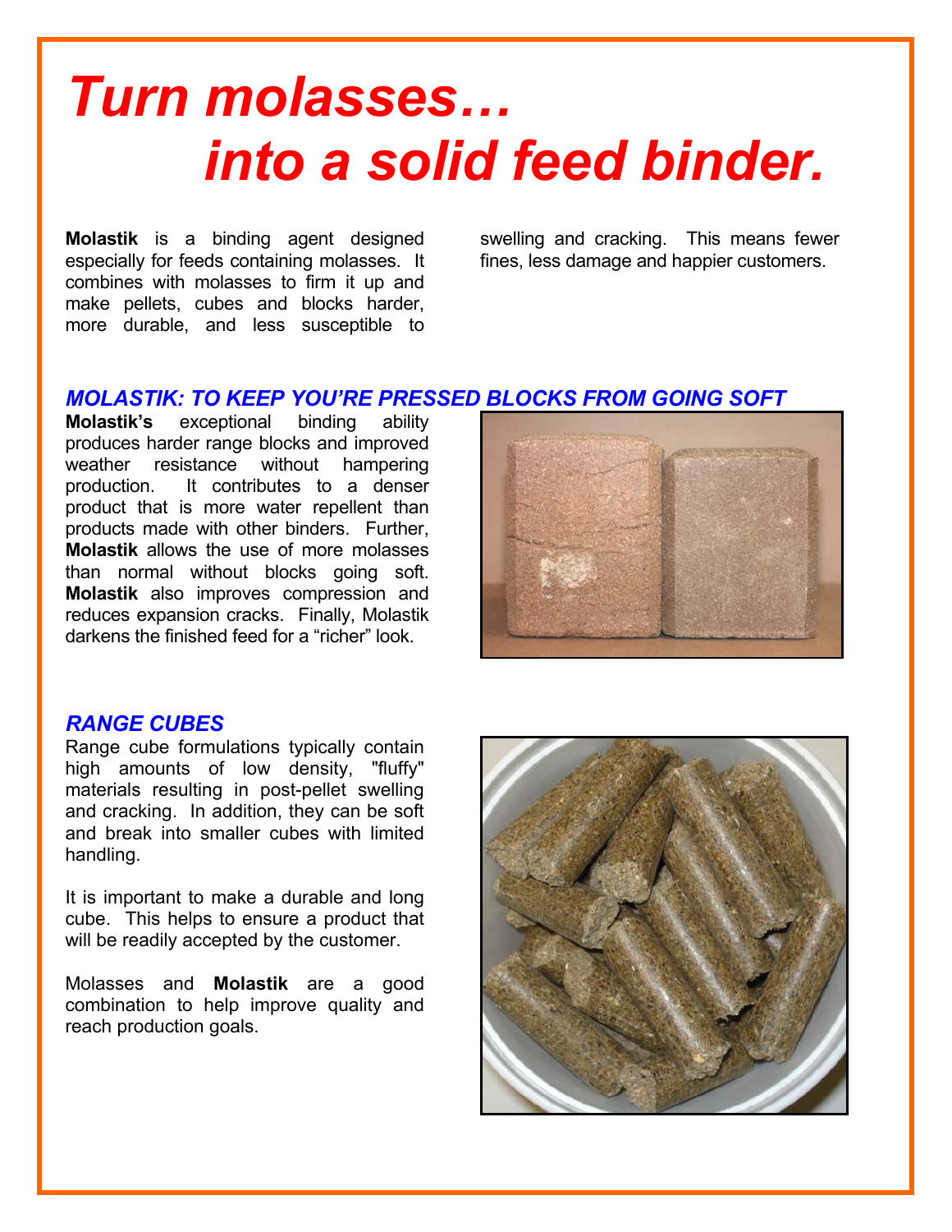# *Turn molasses… into a solid feed binder.*

**Molastik** is a binding agent designed especially for feeds containing molasses. It combines with molasses to firm it up and make pellets, cubes and blocks harder, more durable, and less susceptible to swelling and cracking. This means fewer fines, less damage and happier customers.

## *MOLASTIK: TO KEEP YOU'RE PRESSED BLOCKS FROM GOING SOFT*

**Molastik's** exceptional binding ability produces harder range blocks and improved weather resistance without hampering production. It contributes to a denser product that is more water repellent than products made with other binders. Further, **Molastik** allows the use of more molasses than normal without blocks going soft. **Molastik** also improves compression and reduces expansion cracks. Finally, Molastik darkens the finished feed for a "richer" look.

## *RANGE CUBES*

Range cube formulations typically contain high amounts of low density, "fluffy" materials resulting in post-pellet swelling and cracking. In addition, they can be soft and break into smaller cubes with limited handling.

It is important to make a durable and long cube. This helps to ensure a product that will be readily accepted by the customer.

Molasses and **Molastik** are a good combination to help improve quality and reach production goals.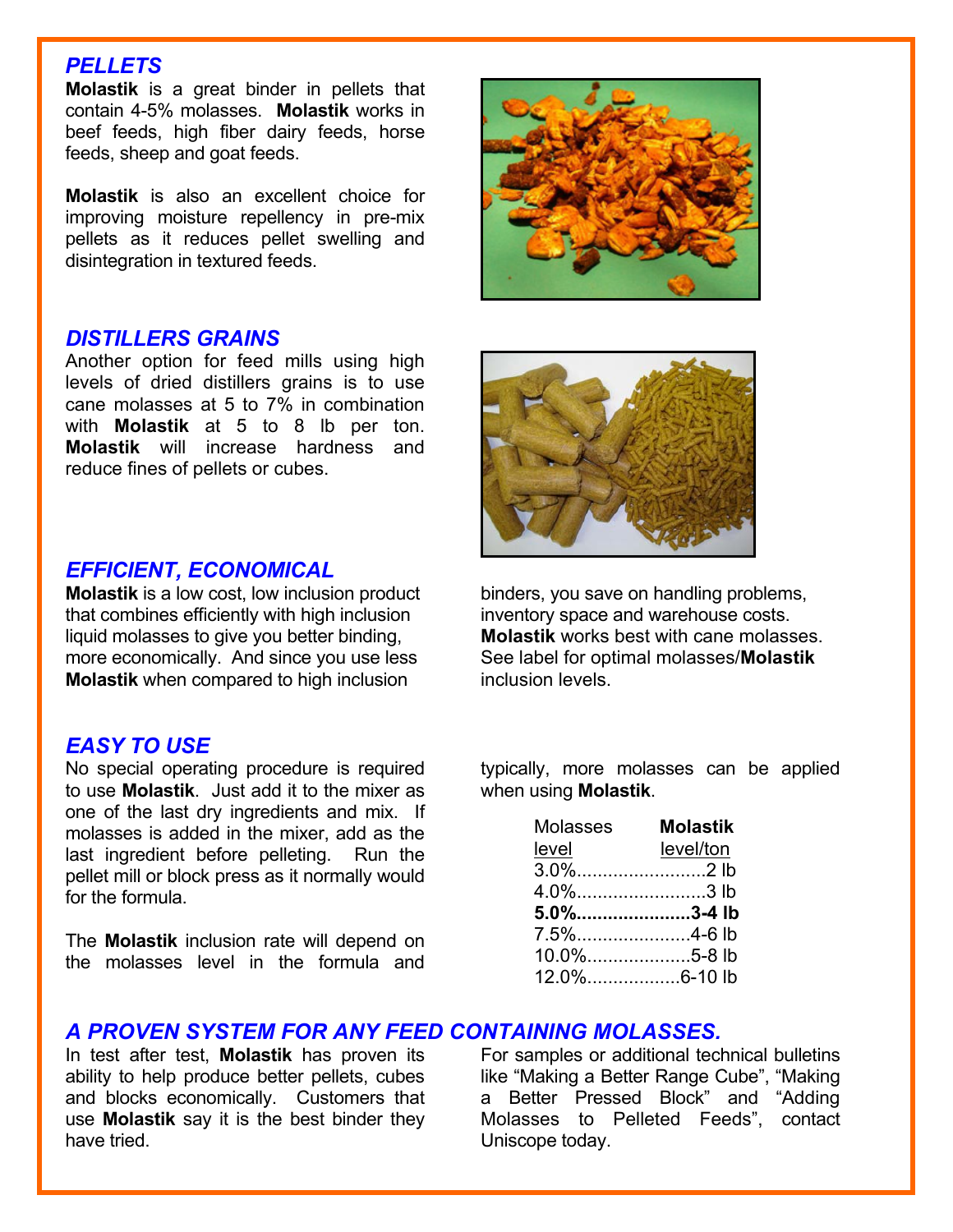## *PELLETS*

**Molastik** is a great binder in pellets that contain 4-5% molasses. **Molastik** works in beef feeds, high fiber dairy feeds, horse feeds, sheep and goat feeds.

**Molastik** is also an excellent choice for improving moisture repellency in pre-mix pellets as it reduces pellet swelling and disintegration in textured feeds.

## *DISTILLERS GRAINS*

Another option for feed mills using high levels of dried distillers grains is to use cane molasses at 5 to 7% in combination with **Molastik** at 5 to 8 lb per ton. **Molastik** will increase hardness and reduce fines of pellets or cubes.

## *EFFICIENT, ECONOMICAL*

**Molastik** is a low cost, low inclusion product that combines efficiently with high inclusion liquid molasses to give you better binding, more economically. And since you use less **Molastik** when compared to high inclusion binders, you save on handling problems, inventory space and warehouse costs. **Molastik** works best with cane molasses. See label for optimal molasses/**Molastik** inclusion levels.

## *EASY TO USE*

No special operating procedure is required to use **Molastik**. Just add it to the mixer as one of the last dry ingredients and mix. If molasses is added in the mixer, add as the last ingredient before pelleting. Run the pellet mill or block press as it normally would for the formula.

The **Molastik** inclusion rate will depend on the molasses level in the formula and typically, more molasses can be applied when using **Molastik**.

| Molasses level | **Molastik** level/ton |
|---|---|
| 3.0% | 2 lb |
| 4.0% | 3 lb |
| **5.0%** | **3-4 lb** |
| 7.5% | 4-6 lb |
| 10.0% | 5-8 lb |
| 12.0% | 6-10 lb |

## *A PROVEN SYSTEM FOR ANY FEED CONTAINING MOLASSES.*

In test after test, **Molastik** has proven its ability to help produce better pellets, cubes and blocks economically. Customers that use **Molastik** say it is the best binder they have tried.

For samples or additional technical bulletins like "Making a Better Range Cube", "Making a Better Pressed Block" and "Adding Molasses to Pelleted Feeds", contact Uniscope today.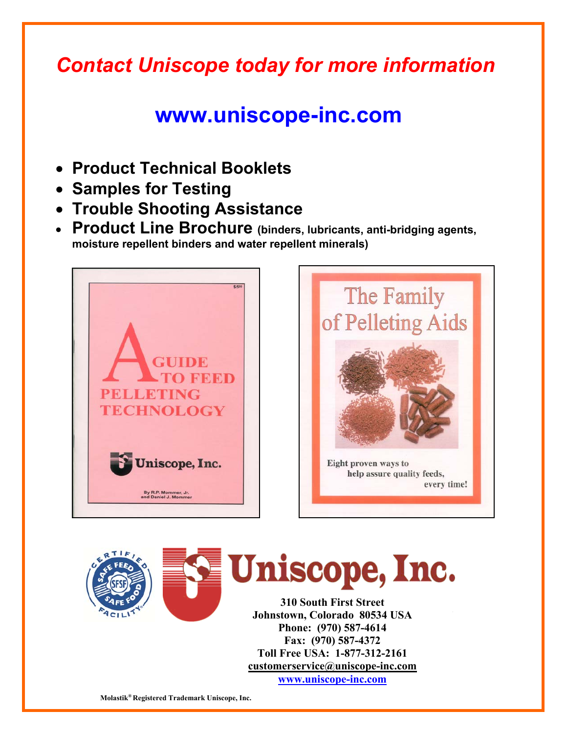# *Contact Uniscope today for more information*

## www.uniscope-inc.com

- **Product Technical Booklets**
- **Samples for Testing**
- **Trouble Shooting Assistance**
- **Product Line Brochure (binders, lubricants, anti-bridging agents, moisture repellent binders and water repellent minerals)**

**Uniscope, Inc.**

310 South First Street
Johnstown, Colorado 80534 USA
Phone: (970) 587-4614
Fax: (970) 587-4372
Toll Free USA: 1-877-312-2161
customerservice@uniscope-inc.com
www.uniscope-inc.com

Molastik® Registered Trademark Uniscope, Inc.